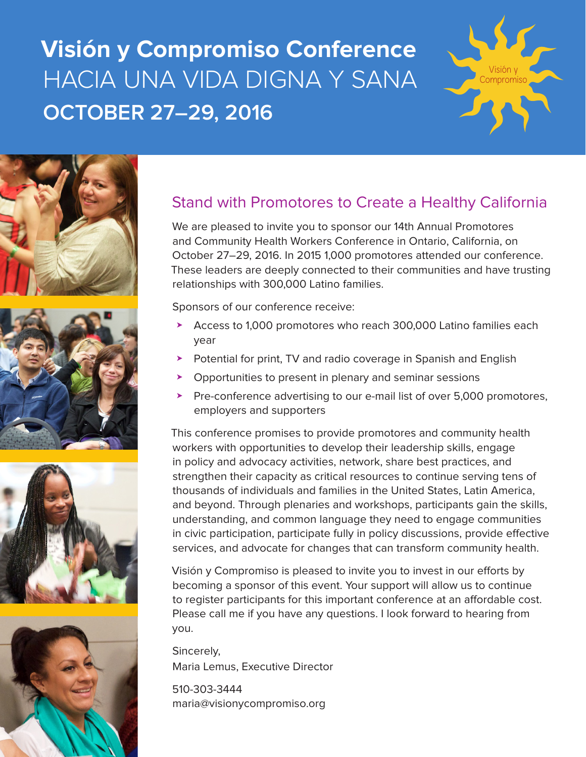# Visión y Compromiso Conference

## HACIA UNA VIDA DIGNA Y SANA

## OCTOBER 27–29, 2016

Visión y Compromiso

## Stand with Promotores to Create a Healthy California

We are pleased to invite you to sponsor our 14th Annual Promotores and Community Health Workers Conference in Ontario, California, on October 27–29, 2016. In 2015 1,000 promotores attended our conference. These leaders are deeply connected to their communities and have trusting relationships with 300,000 Latino families.

Sponsors of our conference receive:

- Access to 1,000 promotores who reach 300,000 Latino families each year
- Potential for print, TV and radio coverage in Spanish and English
- Opportunities to present in plenary and seminar sessions
- Pre-conference advertising to our e-mail list of over 5,000 promotores, employers and supporters

This conference promises to provide promotores and community health workers with opportunities to develop their leadership skills, engage in policy and advocacy activities, network, share best practices, and strengthen their capacity as critical resources to continue serving tens of thousands of individuals and families in the United States, Latin America, and beyond. Through plenaries and workshops, participants gain the skills, understanding, and common language they need to engage communities in civic participation, participate fully in policy discussions, provide effective services, and advocate for changes that can transform community health.

Visión y Compromiso is pleased to invite you to invest in our efforts by becoming a sponsor of this event. Your support will allow us to continue to register participants for this important conference at an affordable cost. Please call me if you have any questions. I look forward to hearing from you.

Sincerely,
Maria Lemus, Executive Director

510-303-3444
maria@visionycompromiso.org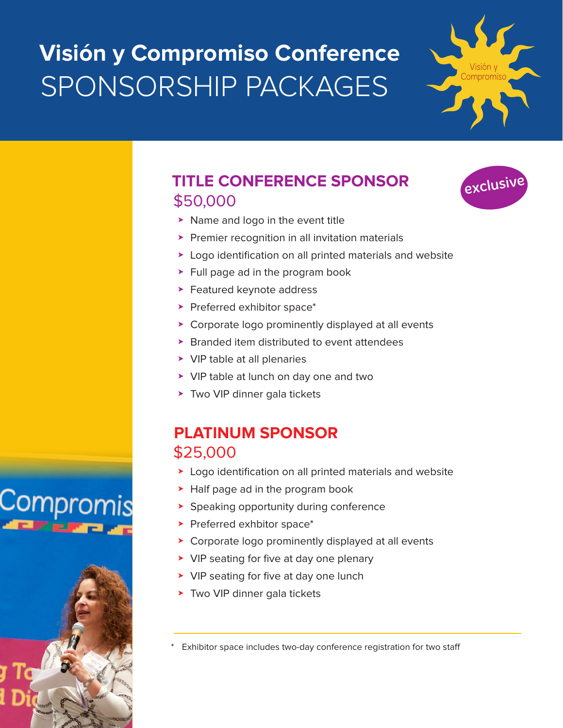# Visión y Compromiso Conference

# SPONSORSHIP PACKAGES

## TITLE CONFERENCE SPONSOR

exclusive

$50,000

- Name and logo in the event title
- Premier recognition in all invitation materials
- Logo identification on all printed materials and website
- Full page ad in the program book
- Featured keynote address
- Preferred exhibitor space*
- Corporate logo prominently displayed at all events
- Branded item distributed to event attendees
- VIP table at all plenaries
- VIP table at lunch on day one and two
- Two VIP dinner gala tickets

## PLATINUM SPONSOR

$25,000

- Logo identification on all printed materials and website
- Half page ad in the program book
- Speaking opportunity during conference
- Preferred exhbitor space*
- Corporate logo prominently displayed at all events
- VIP seating for five at day one plenary
- VIP seating for five at day one lunch
- Two VIP dinner gala tickets

---

* Exhibitor space includes two-day conference registration for two staff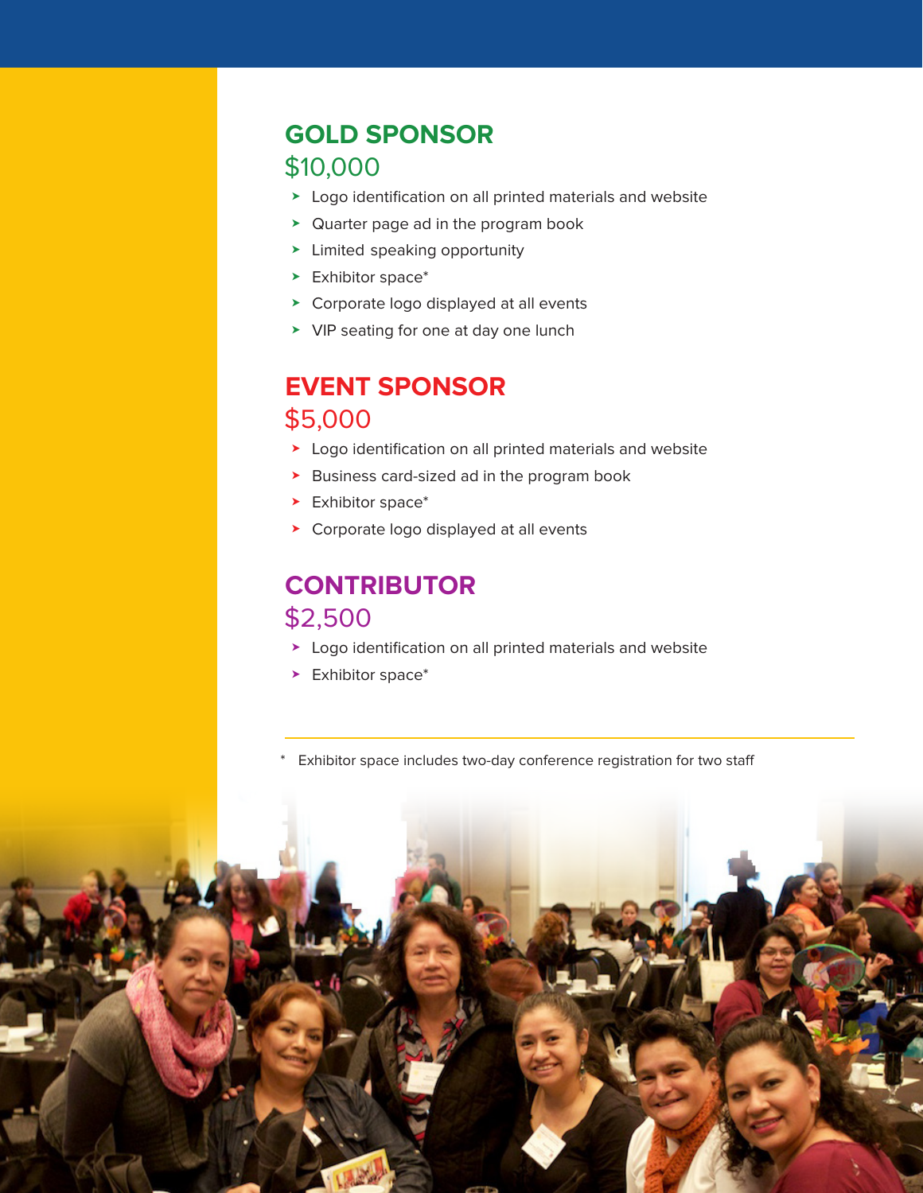## GOLD SPONSOR

$10,000

- Logo identification on all printed materials and website
- Quarter page ad in the program book
- Limited speaking opportunity
- Exhibitor space*
- Corporate logo displayed at all events
- VIP seating for one at day one lunch

## EVENT SPONSOR

$5,000

- Logo identification on all printed materials and website
- Business card-sized ad in the program book
- Exhibitor space*
- Corporate logo displayed at all events

## CONTRIBUTOR

$2,500

- Logo identification on all printed materials and website
- Exhibitor space*

---

* Exhibitor space includes two-day conference registration for two staff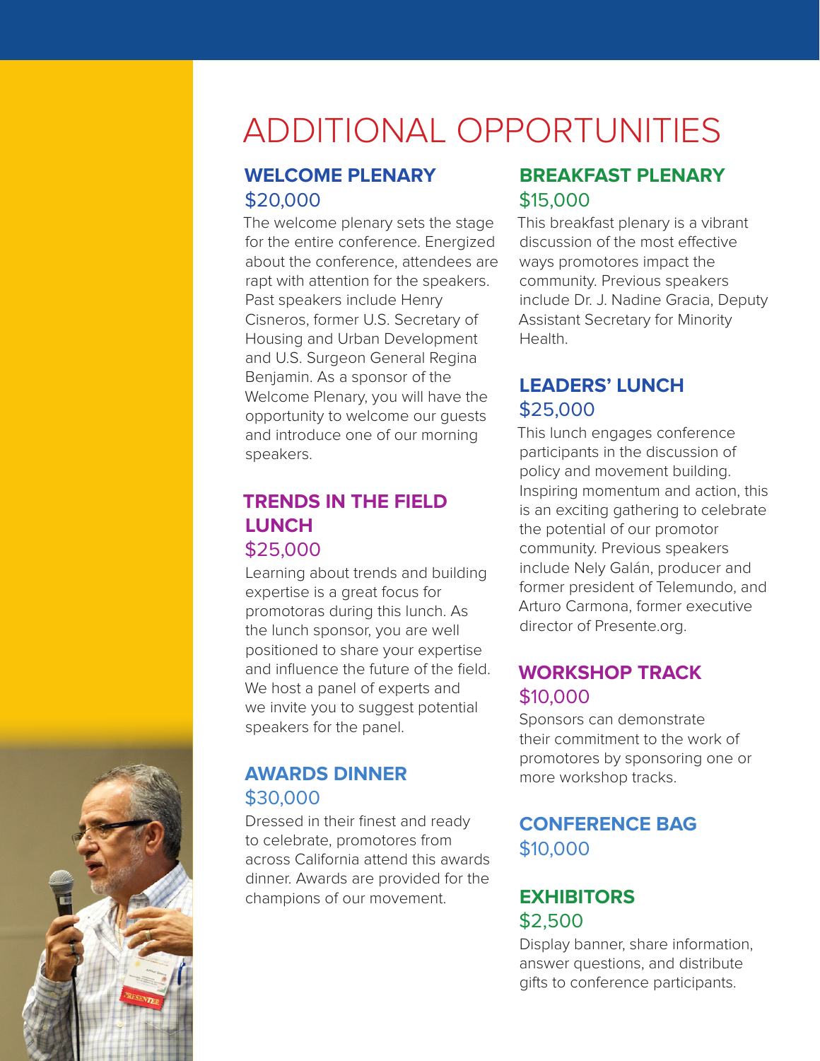# ADDITIONAL OPPORTUNITIES

## WELCOME PLENARY
$20,000

The welcome plenary sets the stage for the entire conference. Energized about the conference, attendees are rapt with attention for the speakers. Past speakers include Henry Cisneros, former U.S. Secretary of Housing and Urban Development and U.S. Surgeon General Regina Benjamin. As a sponsor of the Welcome Plenary, you will have the opportunity to welcome our guests and introduce one of our morning speakers.

## TRENDS IN THE FIELD LUNCH
$25,000

Learning about trends and building expertise is a great focus for promotoras during this lunch. As the lunch sponsor, you are well positioned to share your expertise and influence the future of the field. We host a panel of experts and we invite you to suggest potential speakers for the panel.

## AWARDS DINNER
$30,000

Dressed in their finest and ready to celebrate, promotores from across California attend this awards dinner. Awards are provided for the champions of our movement.

## BREAKFAST PLENARY
$15,000

This breakfast plenary is a vibrant discussion of the most effective ways promotores impact the community. Previous speakers include Dr. J. Nadine Gracia, Deputy Assistant Secretary for Minority Health.

## LEADERS' LUNCH
$25,000

This lunch engages conference participants in the discussion of policy and movement building. Inspiring momentum and action, this is an exciting gathering to celebrate the potential of our promotor community. Previous speakers include Nely Galán, producer and former president of Telemundo, and Arturo Carmona, former executive director of Presente.org.

## WORKSHOP TRACK
$10,000

Sponsors can demonstrate their commitment to the work of promotores by sponsoring one or more workshop tracks.

## CONFERENCE BAG
$10,000

## EXHIBITORS
$2,500

Display banner, share information, answer questions, and distribute gifts to conference participants.